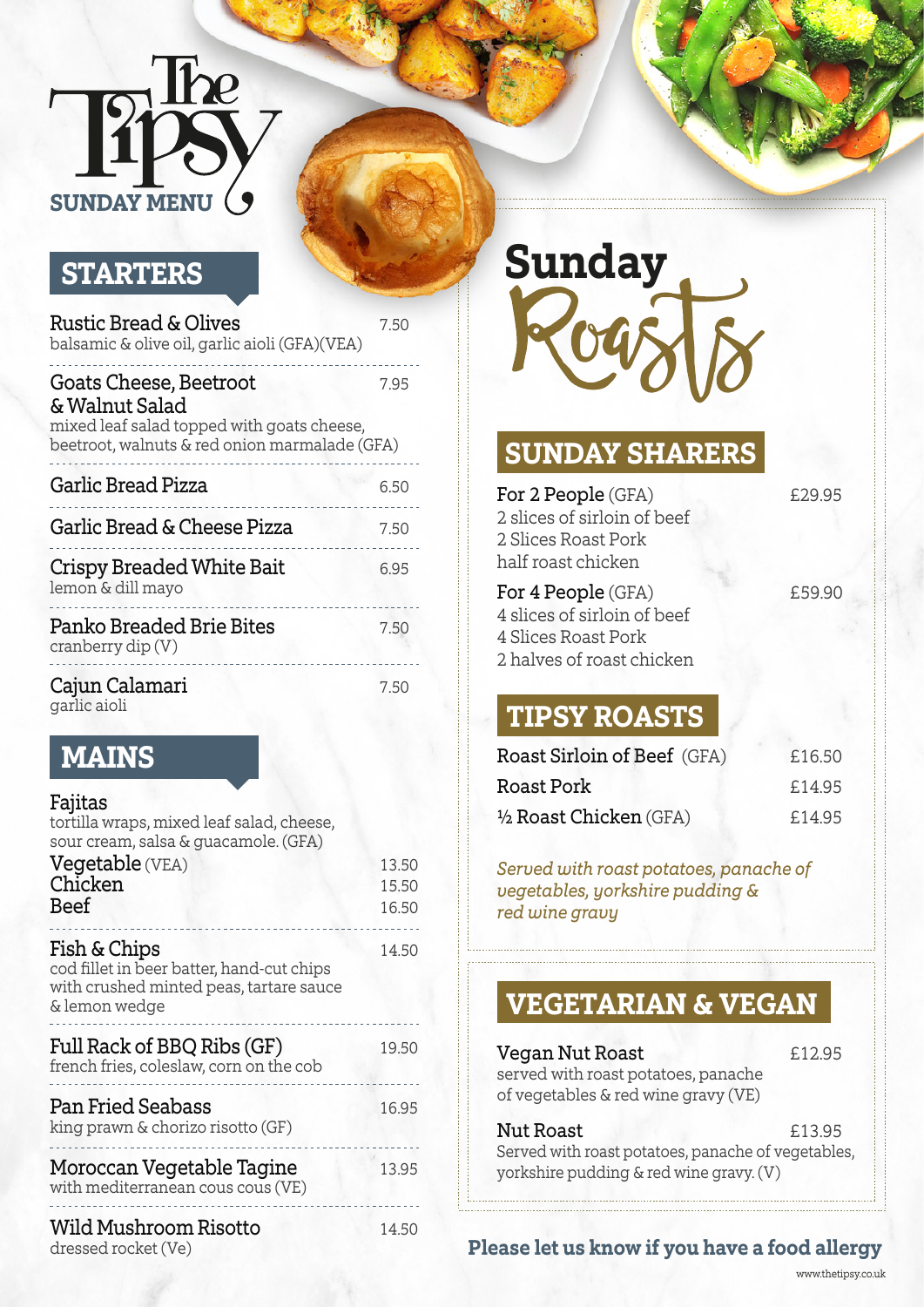# The Tipsy

SUNDAY MENU

## STARTERS

**Rustic Bread & Olives** 7.50
balsamic & olive oil, garlic aioli (GFA)(VEA)

**Goats Cheese, Beetroot & Walnut Salad** 7.95
mixed leaf salad topped with goats cheese, beetroot, walnuts & red onion marmalade (GFA)

**Garlic Bread Pizza** 6.50

**Garlic Bread & Cheese Pizza** 7.50

**Crispy Breaded White Bait** 6.95
lemon & dill mayo

**Panko Breaded Brie Bites** 7.50
cranberry dip (V)

**Cajun Calamari** 7.50
garlic aioli

## MAINS

**Fajitas**
tortilla wraps, mixed leaf salad, cheese, sour cream, salsa & guacamole. (GFA)

- Vegetable (VEA) 13.50
- Chicken 15.50
- Beef 16.50

**Fish & Chips** 14.50
cod fillet in beer batter, hand-cut chips with crushed minted peas, tartare sauce & lemon wedge

**Full Rack of BBQ Ribs (GF)** 19.50
french fries, coleslaw, corn on the cob

**Pan Fried Seabass** 16.95
king prawn & chorizo risotto (GF)

**Moroccan Vegetable Tagine** 13.95
with mediterranean cous cous (VE)

**Wild Mushroom Risotto** 14.50
dressed rocket (Ve)

# Sunday Roasts

## SUNDAY SHARERS

**For 2 People** (GFA) £29.95
2 slices of sirloin of beef
2 Slices Roast Pork
half roast chicken

**For 4 People** (GFA) £59.90
4 slices of sirloin of beef
4 Slices Roast Pork
2 halves of roast chicken

## TIPSY ROASTS

| Item | Price |
| --- | --- |
| Roast Sirloin of Beef (GFA) | £16.50 |
| Roast Pork | £14.95 |
| ½ Roast Chicken (GFA) | £14.95 |

*Served with roast potatoes, panache of vegetables, yorkshire pudding & red wine gravy*

## VEGETARIAN & VEGAN

**Vegan Nut Roast** £12.95
served with roast potatoes, panache of vegetables & red wine gravy (VE)

**Nut Roast** £13.95
Served with roast potatoes, panache of vegetables, yorkshire pudding & red wine gravy. (V)

**Please let us know if you have a food allergy**

www.thetipsy.co.uk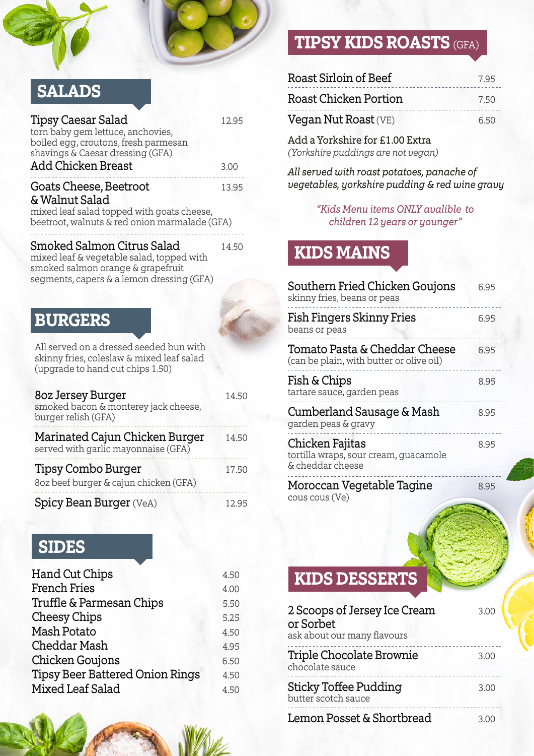## SALADS

**Tipsy Caesar Salad** 12.95
torn baby gem lettuce, anchovies, boiled egg, croutons, fresh parmesan shavings & Caesar dressing (GFA)

**Add Chicken Breast** 3.00

**Goats Cheese, Beetroot & Walnut Salad** 13.95
mixed leaf salad topped with goats cheese, beetroot, walnuts & red onion marmalade (GFA)

**Smoked Salmon Citrus Salad** 14.50
mixed leaf & vegetable salad, topped with smoked salmon orange & grapefruit segments, capers & a lemon dressing (GFA)

## BURGERS

All served on a dressed seeded bun with skinny fries, coleslaw & mixed leaf salad (upgrade to hand cut chips 1.50)

**8oz Jersey Burger** 14.50
smoked bacon & monterey jack cheese, burger relish (GFA)

**Marinated Cajun Chicken Burger** 14.50
served with garlic mayonnaise (GFA)

**Tipsy Combo Burger** 17.50
8oz beef burger & cajun chicken (GFA)

**Spicy Bean Burger** (VeA) 12.95

## SIDES

| | |
|---|---|
| Hand Cut Chips | 4.50 |
| French Fries | 4.00 |
| Truffle & Parmesan Chips | 5.50 |
| Cheesy Chips | 5.25 |
| Mash Potato | 4.50 |
| Cheddar Mash | 4.95 |
| Chicken Goujons | 6.50 |
| Tipsy Beer Battered Onion Rings | 4.50 |
| Mixed Leaf Salad | 4.50 |

## TIPSY KIDS ROASTS (GFA)

| | |
|---|---|
| Roast Sirloin of Beef | 7.95 |
| Roast Chicken Portion | 7.50 |
| Vegan Nut Roast (VE) | 6.50 |

Add a Yorkshire for £1.00 Extra
*(Yorkshire puddings are not vegan)*

*All served with roast potatoes, panache of vegetables, yorkshire pudding & red wine gravy*

*"Kids Menu items ONLY avalible to children 12 years or younger"*

## KIDS MAINS

**Southern Fried Chicken Goujons** 6.95
skinny fries, beans or peas

**Fish Fingers Skinny Fries** 6.95
beans or peas

**Tomato Pasta & Cheddar Cheese** 6.95
(can be plain, with butter or olive oil)

**Fish & Chips** 8.95
tartare sauce, garden peas

**Cumberland Sausage & Mash** 8.95
garden peas & gravy

**Chicken Fajitas** 8.95
tortilla wraps, sour cream, guacamole & cheddar cheese

**Moroccan Vegetable Tagine** 8.95
cous cous (Ve)

## KIDS DESSERTS

**2 Scoops of Jersey Ice Cream or Sorbet** 3.00
ask about our many flavours

**Triple Chocolate Brownie** 3.00
chocolate sauce

**Sticky Toffee Pudding** 3.00
butter scotch sauce

**Lemon Posset & Shortbread** 3.00